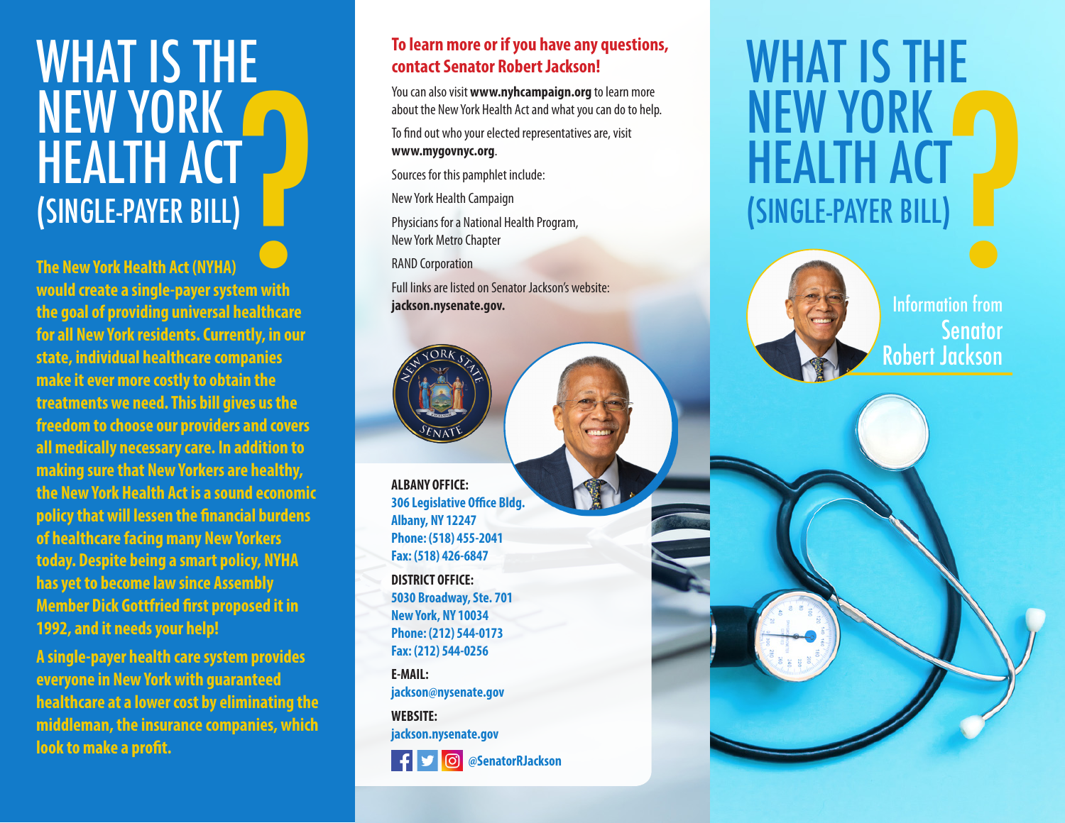# WHAT IS THE NEW YORK HEALTH ACT (SINGLE-PAYER BILL)?

**The New York Health Act (NYHA) would create a single-payer system with the goal of providing universal healthcare for all New York residents. Currently, in our state, individual healthcare companies make it ever more costly to obtain the treatments we need. This bill gives us the freedom to choose our providers and covers all medically necessary care. In addition to making sure that New Yorkers are healthy, the New York Health Act is a sound economic policy that will lessen the financial burdens of healthcare facing many New Yorkers today. Despite being a smart policy, NYHA has yet to become law since Assembly Member Dick Gottfried first proposed it in 1992, and it needs your help!**

**A single-payer health care system provides everyone in New York with guaranteed healthcare at a lower cost by eliminating the middleman, the insurance companies, which look to make a profit.**

**To learn more or if you have any questions, contact Senator Robert Jackson!**

You can also visit **www.nyhcampaign.org** to learn more about the New York Health Act and what you can do to help.

To find out who your elected representatives are, visit **www.mygovnyc.org**.

Sources for this pamphlet include:

New York Health Campaign

Physicians for a National Health Program, New York Metro Chapter

RAND Corporation

Full links are listed on Senator Jackson's website: **jackson.nysenate.gov.**

**ALBANY OFFICE:**
306 Legislative Office Bldg.
Albany, NY 12247
Phone: (518) 455-2041
Fax: (518) 426-6847

**DISTRICT OFFICE:**
5030 Broadway, Ste. 701
New York, NY 10034
Phone: (212) 544-0173
Fax: (212) 544-0256

**E-MAIL:**
jackson@nysenate.gov

**WEBSITE:**
jackson.nysenate.gov

@SenatorRJackson

# WHAT IS THE NEW YORK HEALTH ACT (SINGLE-PAYER BILL)?

Information from Senator Robert Jackson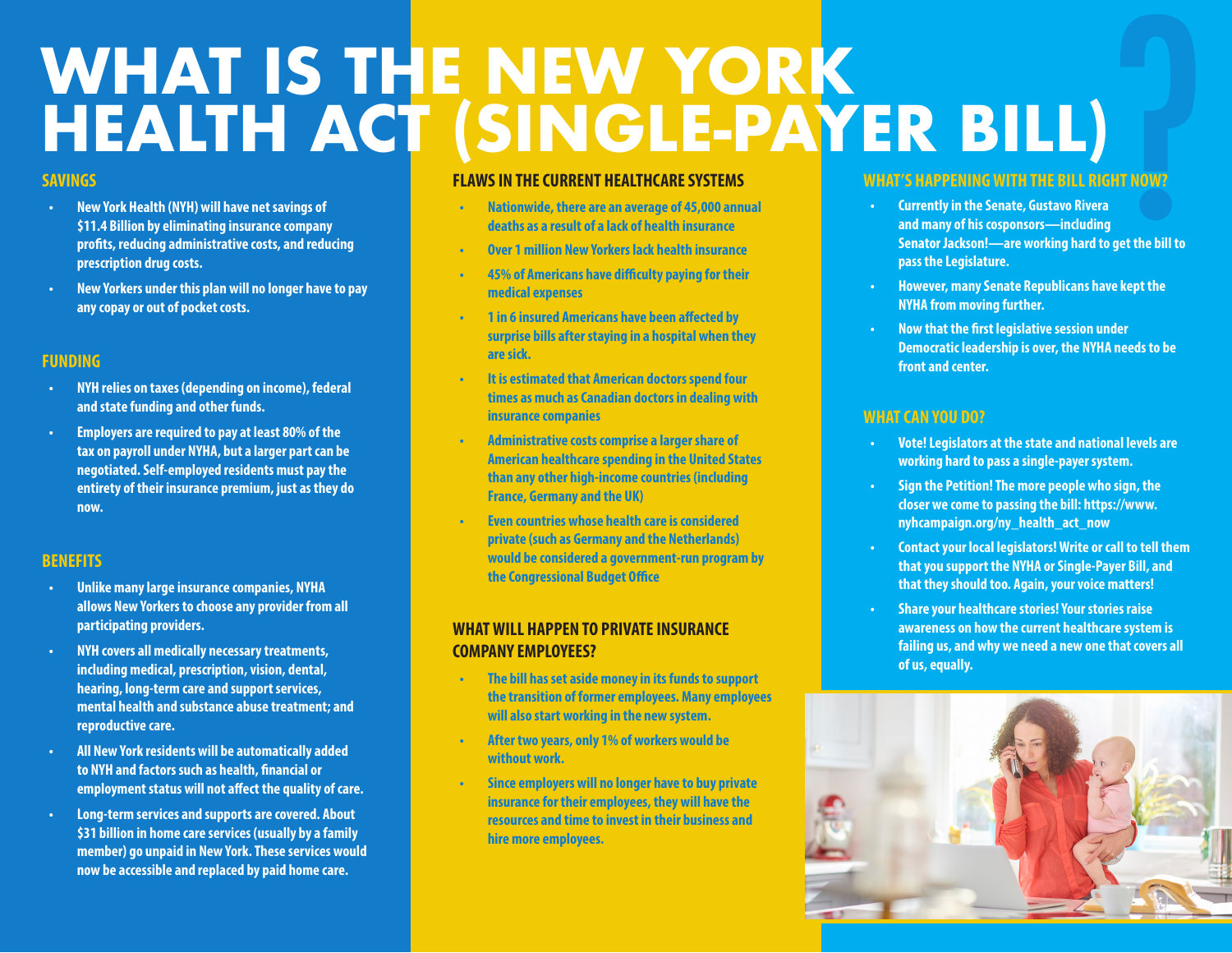# WHAT IS THE NEW YORK HEALTH ACT (SINGLE-PAYER BILL)

## SAVINGS

- New York Health (NYH) will have net savings of $11.4 Billion by eliminating insurance company profits, reducing administrative costs, and reducing prescription drug costs.
- New Yorkers under this plan will no longer have to pay any copay or out of pocket costs.

## FUNDING

- NYH relies on taxes (depending on income), federal and state funding and other funds.
- Employers are required to pay at least 80% of the tax on payroll under NYHA, but a larger part can be negotiated. Self-employed residents must pay the entirety of their insurance premium, just as they do now.

## BENEFITS

- Unlike many large insurance companies, NYHA allows New Yorkers to choose any provider from all participating providers.
- NYH covers all medically necessary treatments, including medical, prescription, vision, dental, hearing, long-term care and support services, mental health and substance abuse treatment; and reproductive care.
- All New York residents will be automatically added to NYH and factors such as health, financial or employment status will not affect the quality of care.
- Long-term services and supports are covered. About $31 billion in home care services (usually by a family member) go unpaid in New York. These services would now be accessible and replaced by paid home care.

## FLAWS IN THE CURRENT HEALTHCARE SYSTEMS

- Nationwide, there are an average of 45,000 annual deaths as a result of a lack of health insurance
- Over 1 million New Yorkers lack health insurance
- 45% of Americans have difficulty paying for their medical expenses
- 1 in 6 insured Americans have been affected by surprise bills after staying in a hospital when they are sick.
- It is estimated that American doctors spend four times as much as Canadian doctors in dealing with insurance companies
- Administrative costs comprise a larger share of American healthcare spending in the United States than any other high-income countries (including France, Germany and the UK)
- Even countries whose health care is considered private (such as Germany and the Netherlands) would be considered a government-run program by the Congressional Budget Office

## WHAT WILL HAPPEN TO PRIVATE INSURANCE COMPANY EMPLOYEES?

- The bill has set aside money in its funds to support the transition of former employees. Many employees will also start working in the new system.
- After two years, only 1% of workers would be without work.
- Since employers will no longer have to buy private insurance for their employees, they will have the resources and time to invest in their business and hire more employees.

## WHAT'S HAPPENING WITH THE BILL RIGHT NOW?

- Currently in the Senate, Gustavo Rivera and many of his cosponsors—including Senator Jackson!—are working hard to get the bill to pass the Legislature.
- However, many Senate Republicans have kept the NYHA from moving further.
- Now that the first legislative session under Democratic leadership is over, the NYHA needs to be front and center.

## WHAT CAN YOU DO?

- Vote! Legislators at the state and national levels are working hard to pass a single-payer system.
- Sign the Petition! The more people who sign, the closer we come to passing the bill: https://www.nyhcampaign.org/ny_health_act_now
- Contact your local legislators! Write or call to tell them that you support the NYHA or Single-Payer Bill, and that they should too. Again, your voice matters!
- Share your healthcare stories! Your stories raise awareness on how the current healthcare system is failing us, and why we need a new one that covers all of us, equally.